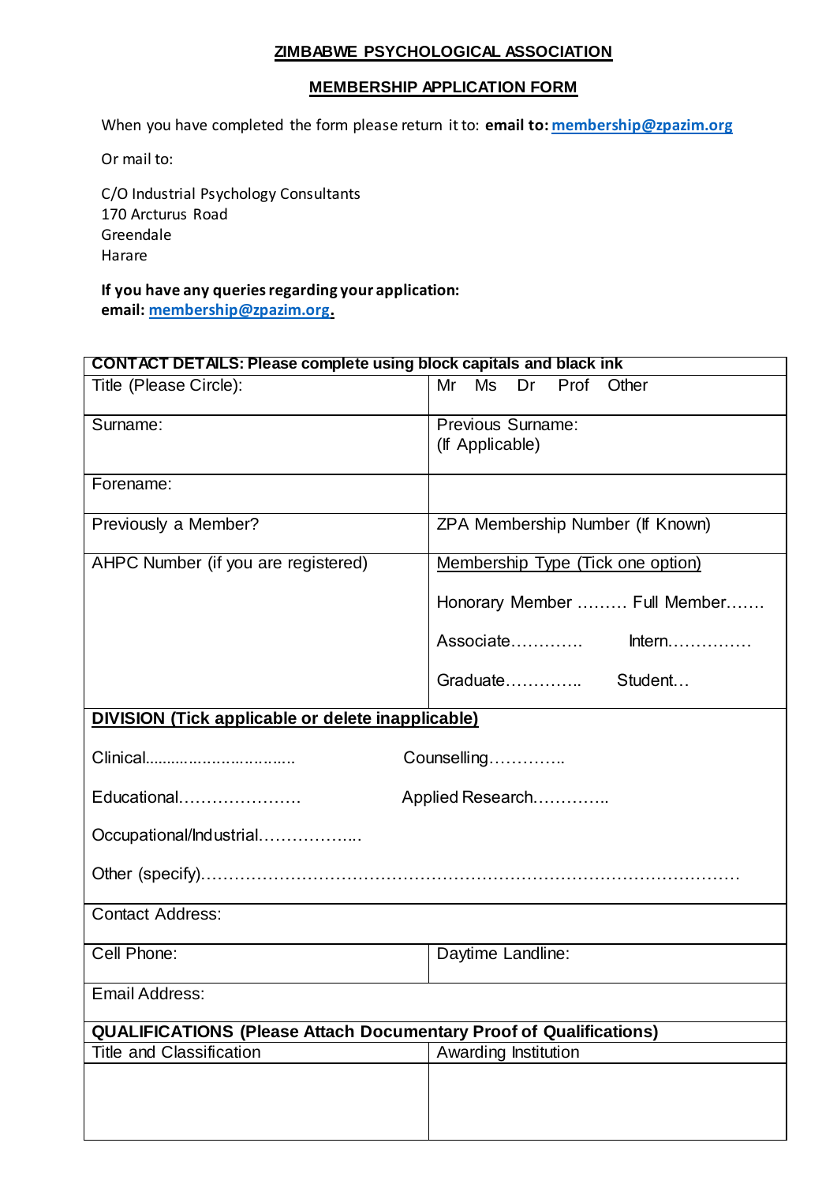**ZIMBABWE PSYCHOLOGICAL ASSOCIATION**

**MEMBERSHIP APPLICATION FORM**

When you have completed the form please return it to: **email to:** membership@zpazim.org

Or mail to:

C/O Industrial Psychology Consultants
170 Arcturus Road
Greendale
Harare

**If you have any queries regarding your application:**
**email:** membership@zpazim.org.

| **CONTACT DETAILS: Please complete using block capitals and black ink** | |
|---|---|
| Title (Please Circle): | Mr Ms Dr Prof Other |
| Surname: | Previous Surname: (If Applicable) |
| Forename: | |
| Previously a Member? | ZPA Membership Number (If Known) |
| AHPC Number (if you are registered) | Membership Type (Tick one option)<br>Honorary Member ……… Full Member…….<br>Associate…………. Intern……………<br>Graduate………….. Student… |
| **DIVISION (Tick applicable or delete inapplicable)**<br>Clinical................................ Counselling…………..<br>Educational…………………. Applied Research…………..<br>Occupational/Industrial……………...<br>Other (specify)……………………………………………………………………………… | |
| Contact Address: | |
| Cell Phone: | Daytime Landline: |
| Email Address: | |
| **QUALIFICATIONS (Please Attach Documentary Proof of Qualifications)** | |
| Title and Classification | Awarding Institution |
| | |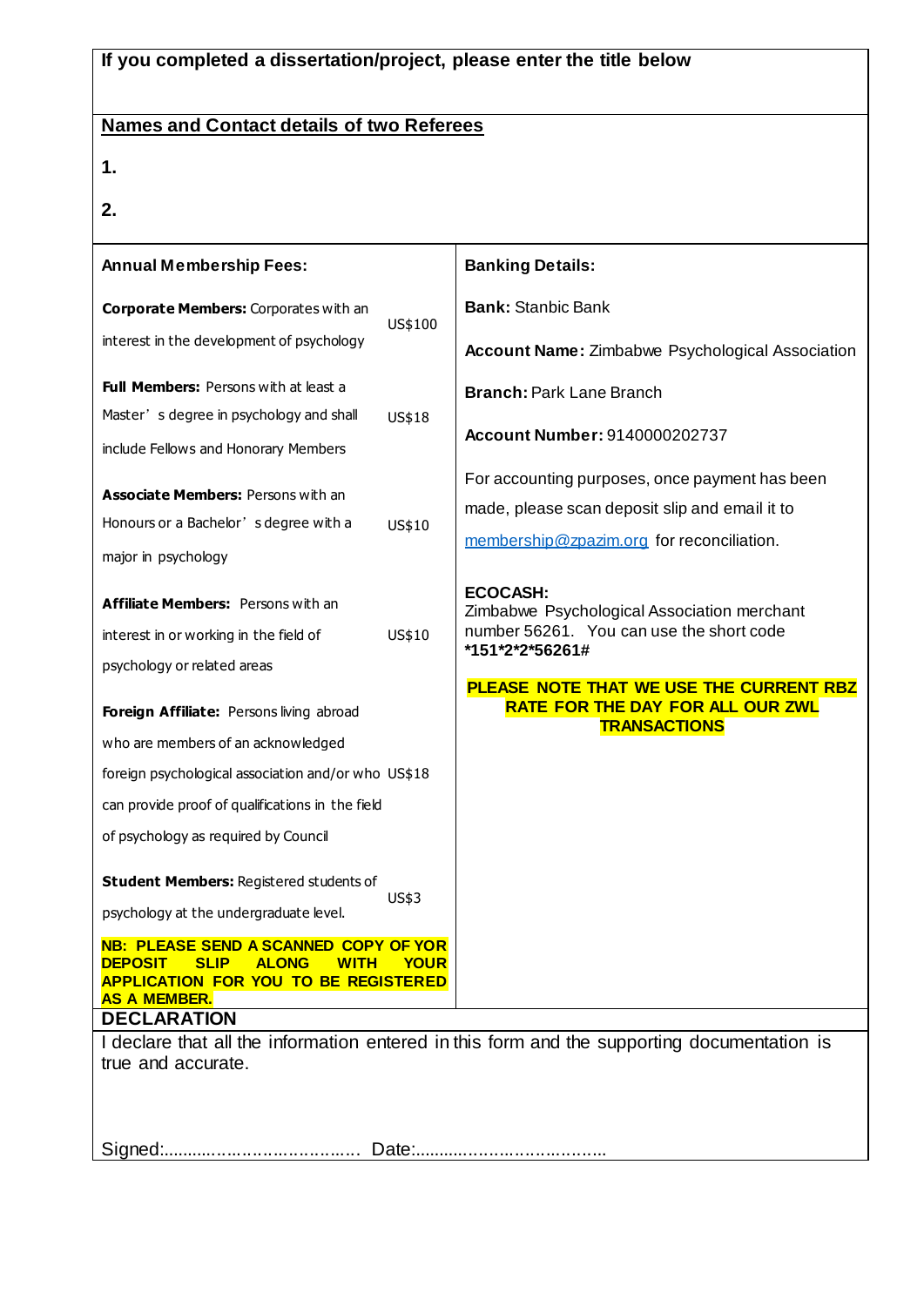**If you completed a dissertation/project, please enter the title below**

**Names and Contact details of two Referees**

**1.**

**2.**

| **Annual Membership Fees:** | | **Banking Details:** |
|---|---|---|
| **Corporate Members:** Corporates with an interest in the development of psychology | US$100 | **Bank:** Stanbic Bank |
| **Full Members:** Persons with at least a Master' s degree in psychology and shall include Fellows and Honorary Members | US$18 | **Account Name:** Zimbabwe Psychological Association |
| **Associate Members:** Persons with an Honours or a Bachelor' s degree with a major in psychology | US$10 | **Branch:** Park Lane Branch |
| **Affiliate Members:** Persons with an interest in or working in the field of psychology or related areas | US$10 | **Account Number:** 9140000202737 |
| **Foreign Affiliate:** Persons living abroad who are members of an acknowledged foreign psychological association and/or who can provide proof of qualifications in the field of psychology as required by Council | US$18 | For accounting purposes, once payment has been made, please scan deposit slip and email it to membership@zpazim.org for reconciliation. |
| **Student Members:** Registered students of psychology at the undergraduate level. | US$3 | **ECOCASH:** Zimbabwe Psychological Association merchant number 56261. You can use the short code **\*151\*2\*2\*56261#** |
| **NB: PLEASE SEND A SCANNED COPY OF YOR DEPOSIT SLIP ALONG WITH YOUR APPLICATION FOR YOU TO BE REGISTERED AS A MEMBER.** | | **PLEASE NOTE THAT WE USE THE CURRENT RBZ RATE FOR THE DAY FOR ALL OUR ZWL TRANSACTIONS** |

## DECLARATION

I declare that all the information entered in this form and the supporting documentation is true and accurate.

Signed:....................................... Date:.......................................